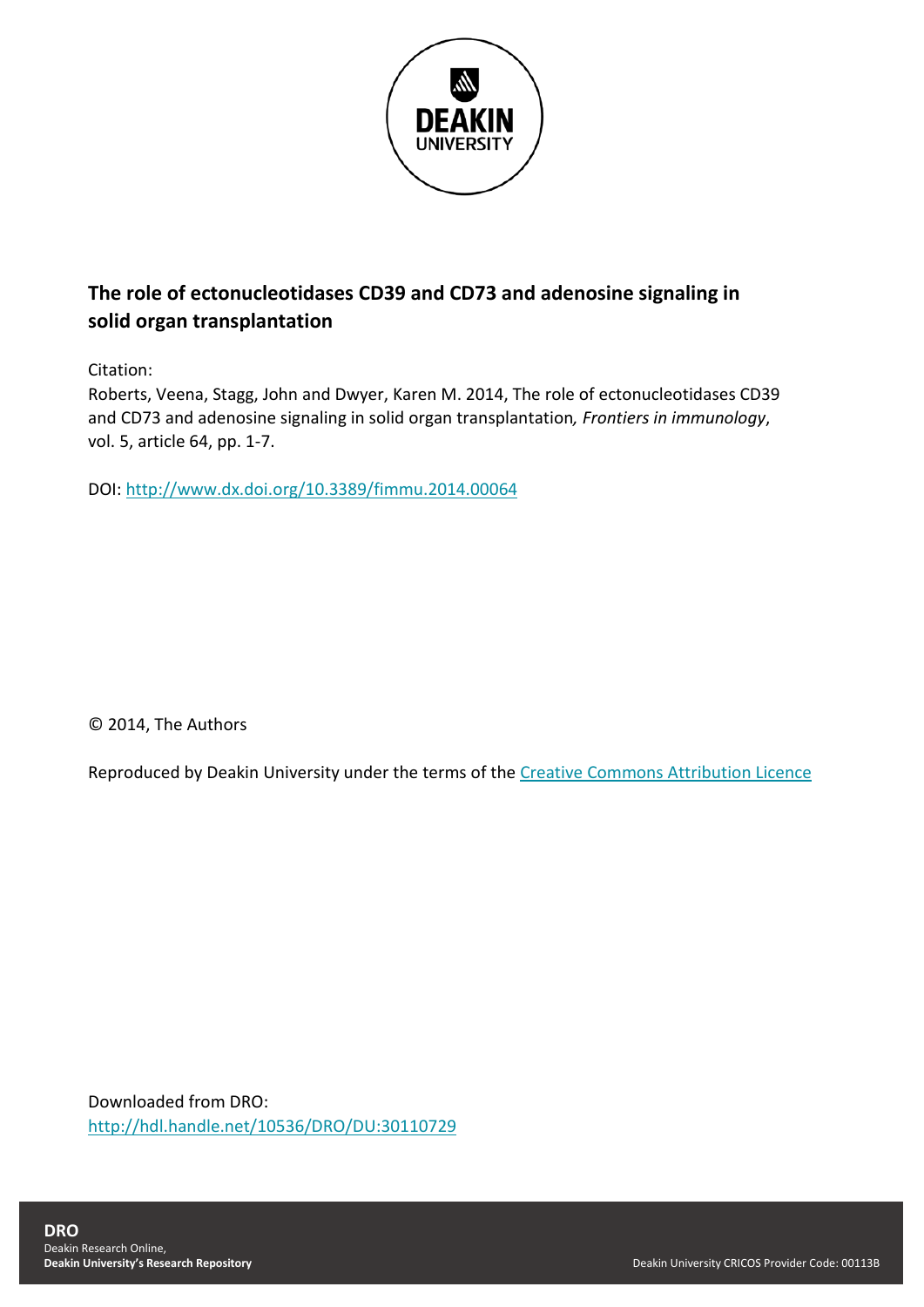**The role of ectonucleotidases CD39 and CD73 and adenosine signaling in solid organ transplantation**

Citation:

Roberts, Veena, Stagg, John and Dwyer, Karen M. 2014, The role of ectonucleotidases CD39 and CD73 and adenosine signaling in solid organ transplantation*, Frontiers in immunology*, vol. 5, article 64, pp. 1-7.

DOI: http://www.dx.doi.org/10.3389/fimmu.2014.00064

© 2014, The Authors

Reproduced by Deakin University under the terms of the Creative Commons Attribution Licence

Downloaded from DRO:
http://hdl.handle.net/10536/DRO/DU:30110729

**DRO**
Deakin Research Online,
**Deakin University's Research Repository**

Deakin University CRICOS Provider Code: 00113B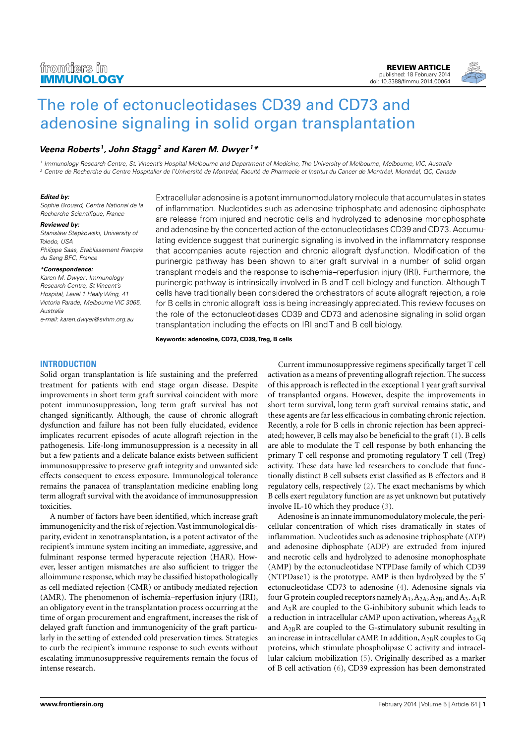# The role of ectonucleotidases CD39 and CD73 and adenosine signaling in solid organ transplantation

***Veena Roberts*[1]*, John Stagg*[2] *and Karen M. Dwyer*[1]*\****

[1] Immunology Research Centre, St. Vincent's Hospital Melbourne and Department of Medicine, The University of Melbourne, Melbourne, VIC, Australia
[2] Centre de Recherche du Centre Hospitalier de l'Université de Montréal, Faculté de Pharmacie et Institut du Cancer de Montréal, Montréal, QC, Canada

***Edited by:***
*Sophie Brouard, Centre National de la Recherche Scientifique, France*

***Reviewed by:***
*Stanislaw Stepkowski, University of Toledo, USA*
*Philippe Saas, Etablissement Français du Sang BFC, France*

***\*Correspondence:***
*Karen M. Dwyer, Immunology Research Centre, St Vincent's Hospital, Level 1 Healy Wing, 41 Victoria Parade, Melbourne VIC 3065, Australia*
*e-mail: karen.dwyer@svhm.org.au*

Extracellular adenosine is a potent immunomodulatory molecule that accumulates in states of inflammation. Nucleotides such as adenosine triphosphate and adenosine diphosphate are release from injured and necrotic cells and hydrolyzed to adenosine monophosphate and adenosine by the concerted action of the ectonucleotidases CD39 and CD73. Accumulating evidence suggest that purinergic signaling is involved in the inflammatory response that accompanies acute rejection and chronic allograft dysfunction. Modification of the purinergic pathway has been shown to alter graft survival in a number of solid organ transplant models and the response to ischemia–reperfusion injury (IRI). Furthermore, the purinergic pathway is intrinsically involved in B and T cell biology and function. Although T cells have traditionally been considered the orchestrators of acute allograft rejection, a role for B cells in chronic allograft loss is being increasingly appreciated. This review focuses on the role of the ectonucleotidases CD39 and CD73 and adenosine signaling in solid organ transplantation including the effects on IRI and T and B cell biology.

**Keywords: adenosine, CD73, CD39, Treg, B cells**

## INTRODUCTION

Solid organ transplantation is life sustaining and the preferred treatment for patients with end stage organ disease. Despite improvements in short term graft survival coincident with more potent immunosuppression, long term graft survival has not changed significantly. Although, the cause of chronic allograft dysfunction and failure has not been fully elucidated, evidence implicates recurrent episodes of acute allograft rejection in the pathogenesis. Life-long immunosuppression is a necessity in all but a few patients and a delicate balance exists between sufficient immunosuppressive to preserve graft integrity and unwanted side effects consequent to excess exposure. Immunological tolerance remains the panacea of transplantation medicine enabling long term allograft survival with the avoidance of immunosuppression toxicities.

A number of factors have been identified, which increase graft immunogenicity and the risk of rejection. Vast immunological disparity, evident in xenotransplantation, is a potent activator of the recipient's immune system inciting an immediate, aggressive, and fulminant response termed hyperacute rejection (HAR). However, lesser antigen mismatches are also sufficient to trigger the alloimmune response, which may be classified histopathologically as cell mediated rejection (CMR) or antibody mediated rejection (AMR). The phenomenon of ischemia–reperfusion injury (IRI), an obligatory event in the transplantation process occurring at the time of organ procurement and engraftment, increases the risk of delayed graft function and immunogenicity of the graft particularly in the setting of extended cold preservation times. Strategies to curb the recipient's immune response to such events without escalating immunosuppressive requirements remain the focus of intense research.

Current immunosuppressive regimens specifically target T cell activation as a means of preventing allograft rejection. The success of this approach is reflected in the exceptional 1 year graft survival of transplanted organs. However, despite the improvements in short term survival, long term graft survival remains static, and these agents are far less efficacious in combating chronic rejection. Recently, a role for B cells in chronic rejection has been appreciated; however, B cells may also be beneficial to the graft (1). B cells are able to modulate the T cell response by both enhancing the primary T cell response and promoting regulatory T cell (Treg) activity. These data have led researchers to conclude that functionally distinct B cell subsets exist classified as B effectors and B regulatory cells, respectively (2). The exact mechanisms by which B cells exert regulatory function are as yet unknown but putatively involve IL-10 which they produce (3).

Adenosine is an innate immunomodulatory molecule, the pericellular concentration of which rises dramatically in states of inflammation. Nucleotides such as adenosine triphosphate (ATP) and adenosine diphosphate (ADP) are extruded from injured and necrotic cells and hydrolyzed to adenosine monophosphate (AMP) by the ectonucleotidase NTPDase family of which CD39 (NTPDase1) is the prototype. AMP is then hydrolyzed by the 5′ ectonucleotidase CD73 to adenosine (4). Adenosine signals via four G protein coupled receptors namely $A_1$, $A_{2A}$, $A_{2B}$, and $A_3$. $A_1R$ and $A_3R$ are coupled to the G-inhibitory subunit which leads to a reduction in intracellular cAMP upon activation, whereas $A_{2A}R$ and $A_{2B}R$ are coupled to the G-stimulatory subunit resulting in an increase in intracellular cAMP. In addition, $A_{2B}R$ couples to Gq proteins, which stimulate phospholipase C activity and intracellular calcium mobilization (5). Originally described as a marker of B cell activation (6), CD39 expression has been demonstrated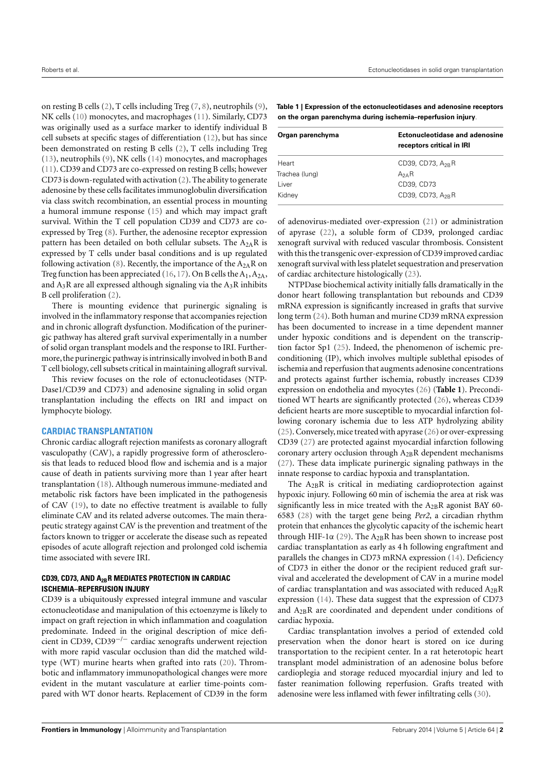on resting B cells (2), T cells including Treg (7, 8), neutrophils (9), NK cells (10) monocytes, and macrophages (11). Similarly, CD73 was originally used as a surface marker to identify individual B cell subsets at specific stages of differentiation (12), but has since been demonstrated on resting B cells (2), T cells including Treg (13), neutrophils (9), NK cells (14) monocytes, and macrophages (11). CD39 and CD73 are co-expressed on resting B cells; however CD73 is down-regulated with activation (2). The ability to generate adenosine by these cells facilitates immunoglobulin diversification via class switch recombination, an essential process in mounting a humoral immune response (15) and which may impact graft survival. Within the T cell population CD39 and CD73 are co-expressed by Treg (8). Further, the adenosine receptor expression pattern has been detailed on both cellular subsets. The $A_{2A}R$ is expressed by T cells under basal conditions and is up regulated following activation (8). Recently, the importance of the $A_{2A}R$ on Treg function has been appreciated (16, 17). On B cells the $A_1$, $A_{2A}$, and $A_3R$ are all expressed although signaling via the $A_3R$ inhibits B cell proliferation (2).

There is mounting evidence that purinergic signaling is involved in the inflammatory response that accompanies rejection and in chronic allograft dysfunction. Modification of the purinergic pathway has altered graft survival experimentally in a number of solid organ transplant models and the response to IRI. Furthermore, the purinergic pathway is intrinsically involved in both B and T cell biology, cell subsets critical in maintaining allograft survival.

This review focuses on the role of ectonucleotidases (NTPDase1/CD39 and CD73) and adenosine signaling in solid organ transplantation including the effects on IRI and impact on lymphocyte biology.

## CARDIAC TRANSPLANTATION

Chronic cardiac allograft rejection manifests as coronary allograft vasculopathy (CAV), a rapidly progressive form of atherosclerosis that leads to reduced blood flow and ischemia and is a major cause of death in patients surviving more than 1 year after heart transplantation (18). Although numerous immune-mediated and metabolic risk factors have been implicated in the pathogenesis of CAV (19), to date no effective treatment is available to fully eliminate CAV and its related adverse outcomes. The main therapeutic strategy against CAV is the prevention and treatment of the factors known to trigger or accelerate the disease such as repeated episodes of acute allograft rejection and prolonged cold ischemia time associated with severe IRI.

### CD39, CD73, AND $A_{2B}R$ MEDIATES PROTECTION IN CARDIAC ISCHEMIA–REPERFUSION INJURY

CD39 is a ubiquitously expressed integral immune and vascular ectonucleotidase and manipulation of this ectoenzyme is likely to impact on graft rejection in which inflammation and coagulation predominate. Indeed in the original description of mice deficient in CD39, $CD39^{-/-}$ cardiac xenografts underwent rejection with more rapid vascular occlusion than did the matched wild-type (WT) murine hearts when grafted into rats (20). Thrombotic and inflammatory immunopathological changes were more evident in the mutant vasculature at earlier time-points compared with WT donor hearts. Replacement of CD39 in the form of adenovirus-mediated over-expression (21) or administration of apyrase (22), a soluble form of CD39, prolonged cardiac xenograft survival with reduced vascular thrombosis. Consistent with this the transgenic over-expression of CD39 improved cardiac xenograft survival with less platelet sequestration and preservation of cardiac architecture histologically (23).

**Table 1 | Expression of the ectonucleotidases and adenosine receptors on the organ parenchyma during ischemia–reperfusion injury.**

| Organ parenchyma | Ectonucleotidase and adenosine receptors critical in IRI |
|---|---|
| Heart | CD39, CD73, $A_{2B}R$ |
| Trachea (lung) | $A_{2A}R$ |
| Liver | CD39, CD73 |
| Kidney | CD39, CD73, $A_{2B}R$ |

NTPDase biochemical activity initially falls dramatically in the donor heart following transplantation but rebounds and CD39 mRNA expression is significantly increased in grafts that survive long term (24). Both human and murine CD39 mRNA expression has been documented to increase in a time dependent manner under hypoxic conditions and is dependent on the transcription factor Sp1 (25). Indeed, the phenomenon of ischemic preconditioning (IP), which involves multiple sublethal episodes of ischemia and reperfusion that augments adenosine concentrations and protects against further ischemia, robustly increases CD39 expression on endothelia and myocytes (26) (**Table 1**). Preconditioned WT hearts are significantly protected (26), whereas CD39 deficient hearts are more susceptible to myocardial infarction following coronary ischemia due to less ATP hydrolyzing ability (25). Conversely, mice treated with apyrase (26) or over-expressing CD39 (27) are protected against myocardial infarction following coronary artery occlusion through $A_{2B}R$ dependent mechanisms (27). These data implicate purinergic signaling pathways in the innate response to cardiac hypoxia and transplantation.

The $A_{2B}R$ is critical in mediating cardioprotection against hypoxic injury. Following 60 min of ischemia the area at risk was significantly less in mice treated with the $A_{2B}R$ agonist BAY 60-6583 (28) with the target gene being *Per2*, a circadian rhythm protein that enhances the glycolytic capacity of the ischemic heart through HIF-1α (29). The $A_{2B}R$ has been shown to increase post cardiac transplantation as early as 4 h following engraftment and parallels the changes in CD73 mRNA expression (14). Deficiency of CD73 in either the donor or the recipient reduced graft survival and accelerated the development of CAV in a murine model of cardiac transplantation and was associated with reduced $A_{2B}R$ expression (14). These data suggest that the expression of CD73 and $A_{2B}R$ are coordinated and dependent under conditions of cardiac hypoxia.

Cardiac transplantation involves a period of extended cold preservation when the donor heart is stored on ice during transportation to the recipient center. In a rat heterotopic heart transplant model administration of an adenosine bolus before cardioplegia and storage reduced myocardial injury and led to faster reanimation following reperfusion. Grafts treated with adenosine were less inflamed with fewer infiltrating cells (30).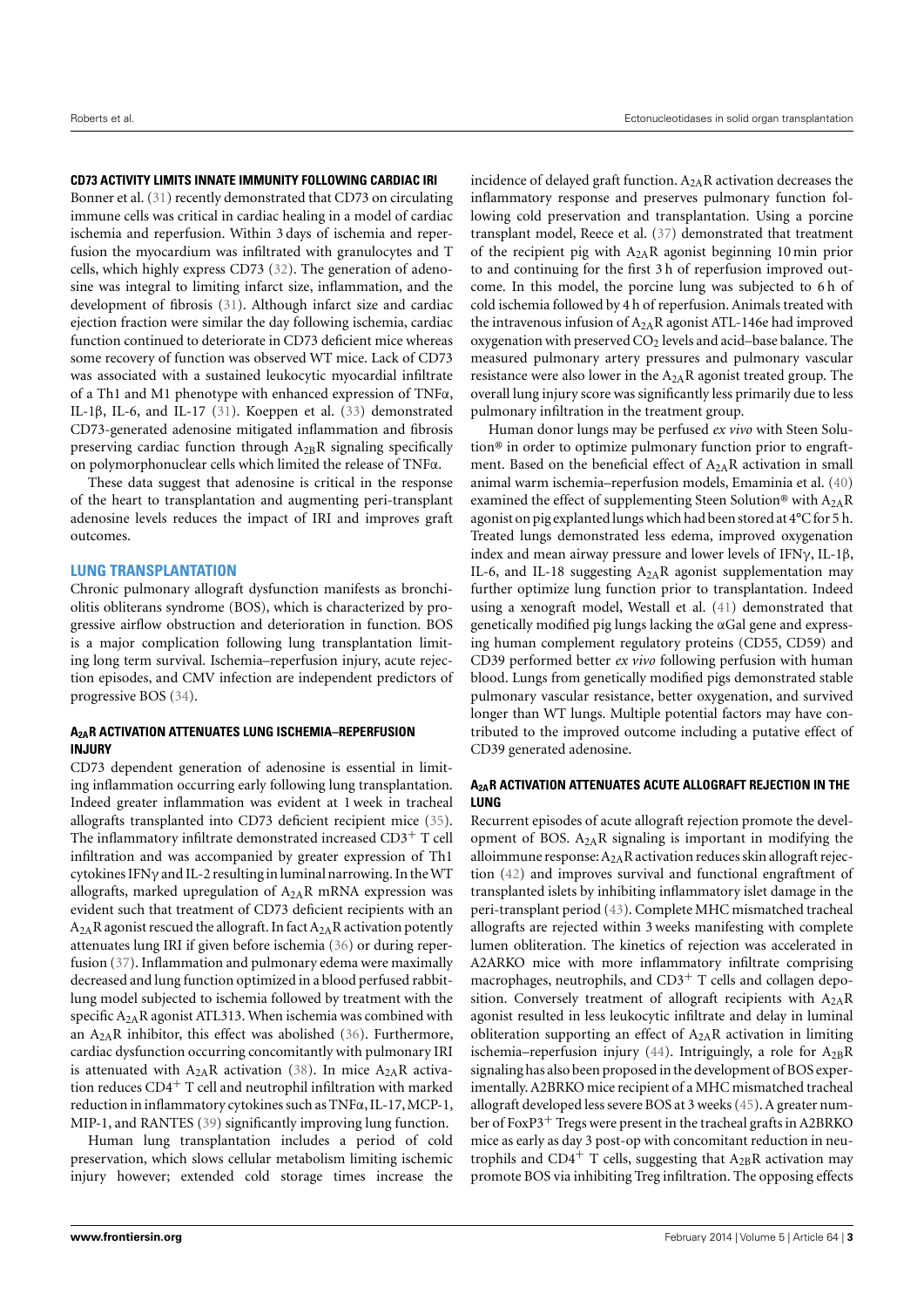#### CD73 ACTIVITY LIMITS INNATE IMMUNITY FOLLOWING CARDIAC IRI

Bonner et al. (31) recently demonstrated that CD73 on circulating immune cells was critical in cardiac healing in a model of cardiac ischemia and reperfusion. Within 3 days of ischemia and reperfusion the myocardium was infiltrated with granulocytes and T cells, which highly express CD73 (32). The generation of adenosine was integral to limiting infarct size, inflammation, and the development of fibrosis (31). Although infarct size and cardiac ejection fraction were similar the day following ischemia, cardiac function continued to deteriorate in CD73 deficient mice whereas some recovery of function was observed WT mice. Lack of CD73 was associated with a sustained leukocytic myocardial infiltrate of a Th1 and M1 phenotype with enhanced expression of TNFα, IL-1β, IL-6, and IL-17 (31). Koeppen et al. (33) demonstrated CD73-generated adenosine mitigated inflammation and fibrosis preserving cardiac function through $A_{2B}$R signaling specifically on polymorphonuclear cells which limited the release of TNFα.

These data suggest that adenosine is critical in the response of the heart to transplantation and augmenting peri-transplant adenosine levels reduces the impact of IRI and improves graft outcomes.

### LUNG TRANSPLANTATION

Chronic pulmonary allograft dysfunction manifests as bronchiolitis obliterans syndrome (BOS), which is characterized by progressive airflow obstruction and deterioration in function. BOS is a major complication following lung transplantation limiting long term survival. Ischemia–reperfusion injury, acute rejection episodes, and CMV infection are independent predictors of progressive BOS (34).

#### $A_{2A}$R ACTIVATION ATTENUATES LUNG ISCHEMIA–REPERFUSION INJURY

CD73 dependent generation of adenosine is essential in limiting inflammation occurring early following lung transplantation. Indeed greater inflammation was evident at 1 week in tracheal allografts transplanted into CD73 deficient recipient mice (35). The inflammatory infiltrate demonstrated increased $CD3^+$ T cell infiltration and was accompanied by greater expression of Th1 cytokines IFNγ and IL-2 resulting in luminal narrowing. In the WT allografts, marked upregulation of $A_{2A}$R mRNA expression was evident such that treatment of CD73 deficient recipients with an $A_{2A}$R agonist rescued the allograft. In fact $A_{2A}$R activation potently attenuates lung IRI if given before ischemia (36) or during reperfusion (37). Inflammation and pulmonary edema were maximally decreased and lung function optimized in a blood perfused rabbit-lung model subjected to ischemia followed by treatment with the specific $A_{2A}$R agonist ATL313. When ischemia was combined with an $A_{2A}$R inhibitor, this effect was abolished (36). Furthermore, cardiac dysfunction occurring concomitantly with pulmonary IRI is attenuated with $A_{2A}$R activation (38). In mice $A_{2A}$R activation reduces $CD4^+$ T cell and neutrophil infiltration with marked reduction in inflammatory cytokines such as TNFα, IL-17, MCP-1, MIP-1, and RANTES (39) significantly improving lung function.

Human lung transplantation includes a period of cold preservation, which slows cellular metabolism limiting ischemic injury however; extended cold storage times increase the incidence of delayed graft function. $A_{2A}$R activation decreases the inflammatory response and preserves pulmonary function following cold preservation and transplantation. Using a porcine transplant model, Reece et al. (37) demonstrated that treatment of the recipient pig with $A_{2A}$R agonist beginning 10 min prior to and continuing for the first 3 h of reperfusion improved outcome. In this model, the porcine lung was subjected to 6 h of cold ischemia followed by 4 h of reperfusion. Animals treated with the intravenous infusion of $A_{2A}$R agonist ATL-146e had improved oxygenation with preserved $CO_2$ levels and acid–base balance. The measured pulmonary artery pressures and pulmonary vascular resistance were also lower in the $A_{2A}$R agonist treated group. The overall lung injury score was significantly less primarily due to less pulmonary infiltration in the treatment group.

Human donor lungs may be perfused *ex vivo* with Steen Solution® in order to optimize pulmonary function prior to engraftment. Based on the beneficial effect of $A_{2A}$R activation in small animal warm ischemia–reperfusion models, Emaminia et al. (40) examined the effect of supplementing Steen Solution® with $A_{2A}$R agonist on pig explanted lungs which had been stored at 4°C for 5 h. Treated lungs demonstrated less edema, improved oxygenation index and mean airway pressure and lower levels of IFNγ, IL-1β, IL-6, and IL-18 suggesting $A_{2A}$R agonist supplementation may further optimize lung function prior to transplantation. Indeed using a xenograft model, Westall et al. (41) demonstrated that genetically modified pig lungs lacking the αGal gene and expressing human complement regulatory proteins (CD55, CD59) and CD39 performed better *ex vivo* following perfusion with human blood. Lungs from genetically modified pigs demonstrated stable pulmonary vascular resistance, better oxygenation, and survived longer than WT lungs. Multiple potential factors may have contributed to the improved outcome including a putative effect of CD39 generated adenosine.

#### $A_{2A}$R ACTIVATION ATTENUATES ACUTE ALLOGRAFT REJECTION IN THE LUNG

Recurrent episodes of acute allograft rejection promote the development of BOS. $A_{2A}$R signaling is important in modifying the alloimmune response: $A_{2A}$R activation reduces skin allograft rejection (42) and improves survival and functional engraftment of transplanted islets by inhibiting inflammatory islet damage in the peri-transplant period (43). Complete MHC mismatched tracheal allografts are rejected within 3 weeks manifesting with complete lumen obliteration. The kinetics of rejection was accelerated in A2ARKO mice with more inflammatory infiltrate comprising macrophages, neutrophils, and $CD3^+$ T cells and collagen deposition. Conversely treatment of allograft recipients with $A_{2A}$R agonist resulted in less leukocytic infiltrate and delay in luminal obliteration supporting an effect of $A_{2A}$R activation in limiting ischemia–reperfusion injury (44). Intriguingly, a role for $A_{2B}$R signaling has also been proposed in the development of BOS experimentally. A2BRKO mice recipient of a MHC mismatched tracheal allograft developed less severe BOS at 3 weeks (45). A greater number of $FoxP3^+$ Tregs were present in the tracheal grafts in A2BRKO mice as early as day 3 post-op with concomitant reduction in neutrophils and $CD4^+$ T cells, suggesting that $A_{2B}$R activation may promote BOS via inhibiting Treg infiltration. The opposing effects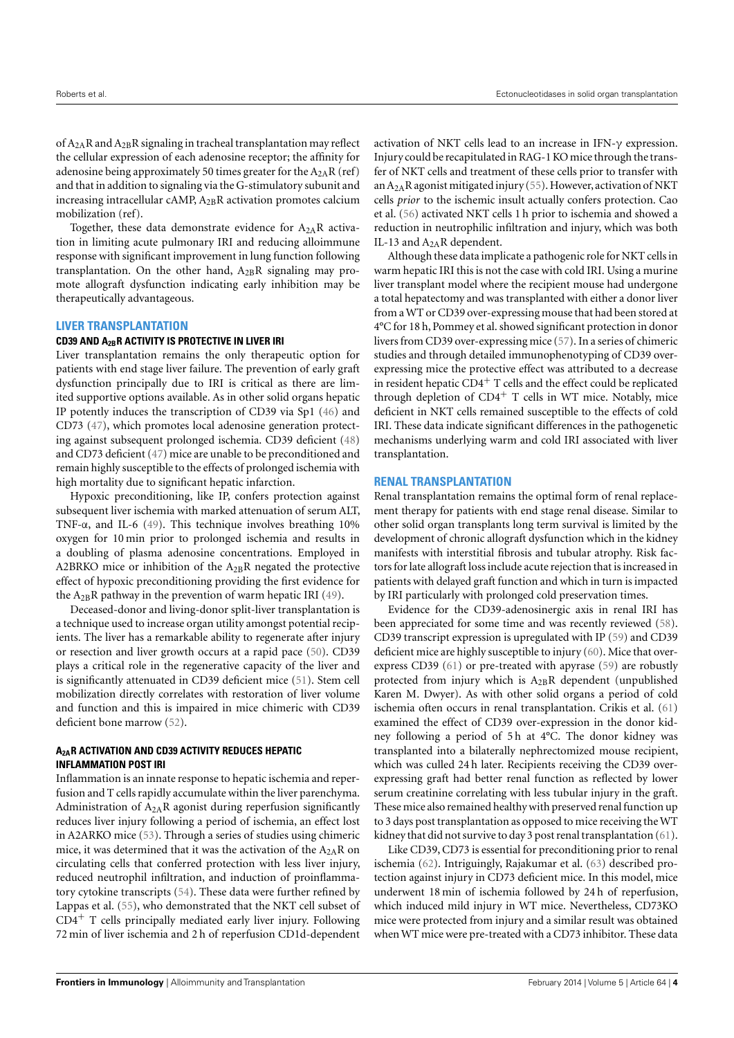of $A_{2A}R$ and $A_{2B}R$ signaling in tracheal transplantation may reflect the cellular expression of each adenosine receptor; the affinity for adenosine being approximately 50 times greater for the $A_{2A}R$ (ref) and that in addition to signaling via the G-stimulatory subunit and increasing intracellular cAMP, $A_{2B}R$ activation promotes calcium mobilization (ref).

Together, these data demonstrate evidence for $A_{2A}R$ activation in limiting acute pulmonary IRI and reducing alloimmune response with significant improvement in lung function following transplantation. On the other hand, $A_{2B}R$ signaling may promote allograft dysfunction indicating early inhibition may be therapeutically advantageous.

## LIVER TRANSPLANTATION

### CD39 AND $A_{2B}R$ ACTIVITY IS PROTECTIVE IN LIVER IRI

Liver transplantation remains the only therapeutic option for patients with end stage liver failure. The prevention of early graft dysfunction principally due to IRI is critical as there are limited supportive options available. As in other solid organs hepatic IP potently induces the transcription of CD39 via Sp1 (46) and CD73 (47), which promotes local adenosine generation protecting against subsequent prolonged ischemia. CD39 deficient (48) and CD73 deficient (47) mice are unable to be preconditioned and remain highly susceptible to the effects of prolonged ischemia with high mortality due to significant hepatic infarction.

Hypoxic preconditioning, like IP, confers protection against subsequent liver ischemia with marked attenuation of serum ALT, TNF-α, and IL-6 (49). This technique involves breathing 10% oxygen for 10 min prior to prolonged ischemia and results in a doubling of plasma adenosine concentrations. Employed in A2BRKO mice or inhibition of the $A_{2B}R$ negated the protective effect of hypoxic preconditioning providing the first evidence for the $A_{2B}R$ pathway in the prevention of warm hepatic IRI (49).

Deceased-donor and living-donor split-liver transplantation is a technique used to increase organ utility amongst potential recipients. The liver has a remarkable ability to regenerate after injury or resection and liver growth occurs at a rapid pace (50). CD39 plays a critical role in the regenerative capacity of the liver and is significantly attenuated in CD39 deficient mice (51). Stem cell mobilization directly correlates with restoration of liver volume and function and this is impaired in mice chimeric with CD39 deficient bone marrow (52).

### $A_{2A}R$ ACTIVATION AND CD39 ACTIVITY REDUCES HEPATIC INFLAMMATION POST IRI

Inflammation is an innate response to hepatic ischemia and reperfusion and T cells rapidly accumulate within the liver parenchyma. Administration of $A_{2A}R$ agonist during reperfusion significantly reduces liver injury following a period of ischemia, an effect lost in A2ARKO mice (53). Through a series of studies using chimeric mice, it was determined that it was the activation of the $A_{2A}R$ on circulating cells that conferred protection with less liver injury, reduced neutrophil infiltration, and induction of proinflammatory cytokine transcripts (54). These data were further refined by Lappas et al. (55), who demonstrated that the NKT cell subset of $CD4^+$ T cells principally mediated early liver injury. Following 72 min of liver ischemia and 2 h of reperfusion CD1d-dependent activation of NKT cells lead to an increase in IFN-γ expression. Injury could be recapitulated in RAG-1 KO mice through the transfer of NKT cells and treatment of these cells prior to transfer with an $A_{2A}R$ agonist mitigated injury (55). However, activation of NKT cells *prior* to the ischemic insult actually confers protection. Cao et al. (56) activated NKT cells 1 h prior to ischemia and showed a reduction in neutrophilic infiltration and injury, which was both IL-13 and $A_{2A}R$ dependent.

Although these data implicate a pathogenic role for NKT cells in warm hepatic IRI this is not the case with cold IRI. Using a murine liver transplant model where the recipient mouse had undergone a total hepatectomy and was transplanted with either a donor liver from a WT or CD39 over-expressing mouse that had been stored at 4°C for 18 h, Pommey et al. showed significant protection in donor livers from CD39 over-expressing mice (57). In a series of chimeric studies and through detailed immunophenotyping of CD39 over-expressing mice the protective effect was attributed to a decrease in resident hepatic $CD4^+$ T cells and the effect could be replicated through depletion of $CD4^+$ T cells in WT mice. Notably, mice deficient in NKT cells remained susceptible to the effects of cold IRI. These data indicate significant differences in the pathogenetic mechanisms underlying warm and cold IRI associated with liver transplantation.

## RENAL TRANSPLANTATION

Renal transplantation remains the optimal form of renal replacement therapy for patients with end stage renal disease. Similar to other solid organ transplants long term survival is limited by the development of chronic allograft dysfunction which in the kidney manifests with interstitial fibrosis and tubular atrophy. Risk factors for late allograft loss include acute rejection that is increased in patients with delayed graft function and which in turn is impacted by IRI particularly with prolonged cold preservation times.

Evidence for the CD39-adenosinergic axis in renal IRI has been appreciated for some time and was recently reviewed (58). CD39 transcript expression is upregulated with IP (59) and CD39 deficient mice are highly susceptible to injury (60). Mice that over-express CD39 (61) or pre-treated with apyrase (59) are robustly protected from injury which is $A_{2B}R$ dependent (unpublished Karen M. Dwyer). As with other solid organs a period of cold ischemia often occurs in renal transplantation. Crikis et al. (61) examined the effect of CD39 over-expression in the donor kidney following a period of 5 h at 4°C. The donor kidney was transplanted into a bilaterally nephrectomized mouse recipient, which was culled 24 h later. Recipients receiving the CD39 over-expressing graft had better renal function as reflected by lower serum creatinine correlating with less tubular injury in the graft. These mice also remained healthy with preserved renal function up to 3 days post transplantation as opposed to mice receiving the WT kidney that did not survive to day 3 post renal transplantation (61).

Like CD39, CD73 is essential for preconditioning prior to renal ischemia (62). Intriguingly, Rajakumar et al. (63) described protection against injury in CD73 deficient mice. In this model, mice underwent 18 min of ischemia followed by 24 h of reperfusion, which induced mild injury in WT mice. Nevertheless, CD73KO mice were protected from injury and a similar result was obtained when WT mice were pre-treated with a CD73 inhibitor. These data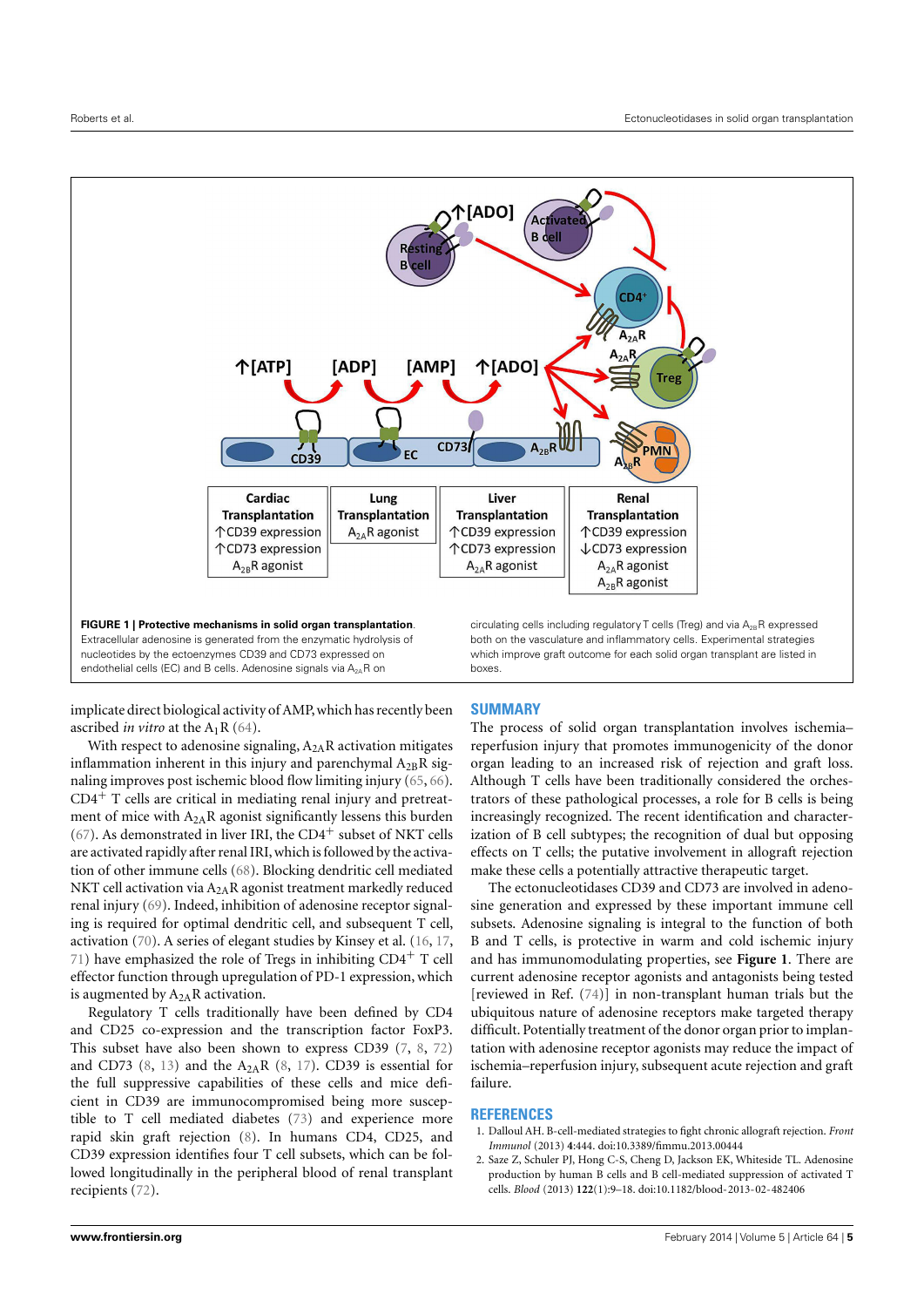**FIGURE 1 | Protective mechanisms in solid organ transplantation.** Extracellular adenosine is generated from the enzymatic hydrolysis of nucleotides by the ectoenzymes CD39 and CD73 expressed on endothelial cells (EC) and B cells. Adenosine signals via $A_{2A}R$ on circulating cells including regulatory T cells (Treg) and via $A_{2B}R$ expressed both on the vasculature and inflammatory cells. Experimental strategies which improve graft outcome for each solid organ transplant are listed in boxes.

implicate direct biological activity of AMP, which has recently been ascribed *in vitro* at the $A_1R$ (64).

With respect to adenosine signaling, $A_{2A}R$ activation mitigates inflammation inherent in this injury and parenchymal $A_{2B}R$ signaling improves post ischemic blood flow limiting injury (65, 66). $CD4^+$ T cells are critical in mediating renal injury and pretreatment of mice with $A_{2A}R$ agonist significantly lessens this burden (67). As demonstrated in liver IRI, the $CD4^+$ subset of NKT cells are activated rapidly after renal IRI, which is followed by the activation of other immune cells (68). Blocking dendritic cell mediated NKT cell activation via $A_{2A}R$ agonist treatment markedly reduced renal injury (69). Indeed, inhibition of adenosine receptor signaling is required for optimal dendritic cell, and subsequent T cell, activation (70). A series of elegant studies by Kinsey et al. (16, 17, 71) have emphasized the role of Tregs in inhibiting $CD4^+$ T cell effector function through upregulation of PD-1 expression, which is augmented by $A_{2A}R$ activation.

Regulatory T cells traditionally have been defined by CD4 and CD25 co-expression and the transcription factor FoxP3. This subset have also been shown to express CD39 (7, 8, 72) and CD73 (8, 13) and the $A_{2A}R$ (8, 17). CD39 is essential for the full suppressive capabilities of these cells and mice deficient in CD39 are immunocompromised being more susceptible to T cell mediated diabetes (73) and experience more rapid skin graft rejection (8). In humans CD4, CD25, and CD39 expression identifies four T cell subsets, which can be followed longitudinally in the peripheral blood of renal transplant recipients (72).

## SUMMARY

The process of solid organ transplantation involves ischemia–reperfusion injury that promotes immunogenicity of the donor organ leading to an increased risk of rejection and graft loss. Although T cells have been traditionally considered the orchestrators of these pathological processes, a role for B cells is being increasingly recognized. The recent identification and characterization of B cell subtypes; the recognition of dual but opposing effects on T cells; the putative involvement in allograft rejection make these cells a potentially attractive therapeutic target.

The ectonucleotidases CD39 and CD73 are involved in adenosine generation and expressed by these important immune cell subsets. Adenosine signaling is integral to the function of both B and T cells, is protective in warm and cold ischemic injury and has immunomodulating properties, see **Figure 1**. There are current adenosine receptor agonists and antagonists being tested [reviewed in Ref. (74)] in non-transplant human trials but the ubiquitous nature of adenosine receptors make targeted therapy difficult. Potentially treatment of the donor organ prior to implantation with adenosine receptor agonists may reduce the impact of ischemia–reperfusion injury, subsequent acute rejection and graft failure.

## REFERENCES

1. Dalloul AH. B-cell-mediated strategies to fight chronic allograft rejection. *Front Immunol* (2013) **4**:444. doi:10.3389/fimmu.2013.00444
2. Saze Z, Schuler PJ, Hong C-S, Cheng D, Jackson EK, Whiteside TL. Adenosine production by human B cells and B cell-mediated suppression of activated T cells. *Blood* (2013) **122**(1):9–18. doi:10.1182/blood-2013-02-482406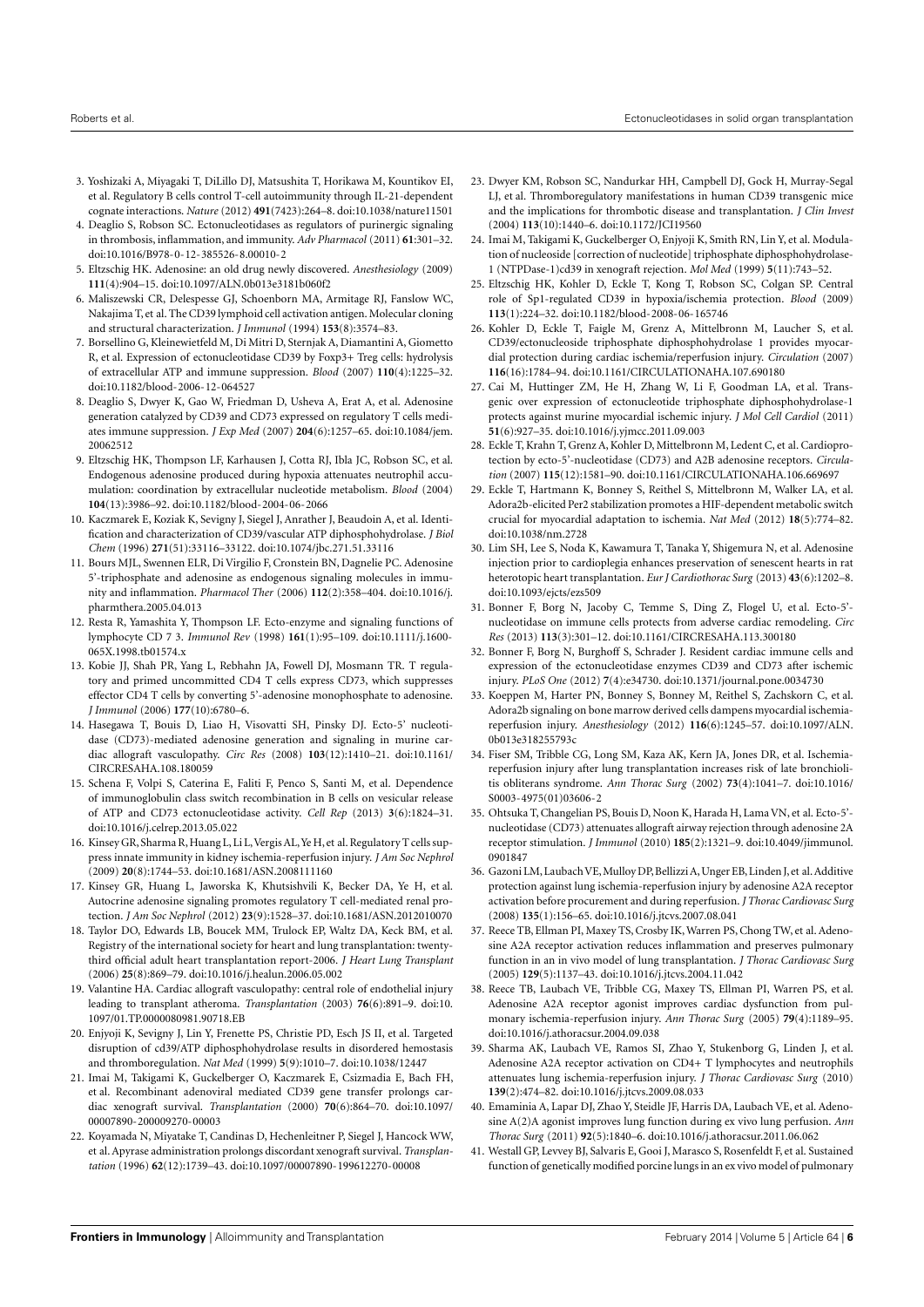3. Yoshizaki A, Miyagaki T, DiLillo DJ, Matsushita T, Horikawa M, Kountikov EI, et al. Regulatory B cells control T-cell autoimmunity through IL-21-dependent cognate interactions. *Nature* (2012) **491**(7423):264–8. doi:10.1038/nature11501
4. Deaglio S, Robson SC. Ectonucleotidases as regulators of purinergic signaling in thrombosis, inflammation, and immunity. *Adv Pharmacol* (2011) **61**:301–32. doi:10.1016/B978-0-12-385526-8.00010-2
5. Eltzschig HK. Adenosine: an old drug newly discovered. *Anesthesiology* (2009) **111**(4):904–15. doi:10.1097/ALN.0b013e3181b060f2
6. Maliszewski CR, Delespesse GJ, Schoenborn MA, Armitage RJ, Fanslow WC, Nakajima T, et al. The CD39 lymphoid cell activation antigen. Molecular cloning and structural characterization. *J Immunol* (1994) **153**(8):3574–83.
7. Borsellino G, Kleinewietfeld M, Di Mitri D, Sternjak A, Diamantini A, Giometto R, et al. Expression of ectonucleotidase CD39 by Foxp3+ Treg cells: hydrolysis of extracellular ATP and immune suppression. *Blood* (2007) **110**(4):1225–32. doi:10.1182/blood-2006-12-064527
8. Deaglio S, Dwyer K, Gao W, Friedman D, Usheva A, Erat A, et al. Adenosine generation catalyzed by CD39 and CD73 expressed on regulatory T cells mediates immune suppression. *J Exp Med* (2007) **204**(6):1257–65. doi:10.1084/jem.20062512
9. Eltzschig HK, Thompson LF, Karhausen J, Cotta RJ, Ibla JC, Robson SC, et al. Endogenous adenosine produced during hypoxia attenuates neutrophil accumulation: coordination by extracellular nucleotide metabolism. *Blood* (2004) **104**(13):3986–92. doi:10.1182/blood-2004-06-2066
10. Kaczmarek E, Koziak K, Sevigny J, Siegel J, Anrather J, Beaudoin A, et al. Identification and characterization of CD39/vascular ATP diphosphohydrolase. *J Biol Chem* (1996) **271**(51):33116–33122. doi:10.1074/jbc.271.51.33116
11. Bours MJL, Swennen ELR, Di Virgilio F, Cronstein BN, Dagnelie PC. Adenosine 5'-triphosphate and adenosine as endogenous signaling molecules in immunity and inflammation. *Pharmacol Ther* (2006) **112**(2):358–404. doi:10.1016/j.pharmthera.2005.04.013
12. Resta R, Yamashita Y, Thompson LF. Ecto-enzyme and signaling functions of lymphocyte CD 7 3. *Immunol Rev* (1998) **161**(1):95–109. doi:10.1111/j.1600-065X.1998.tb01574.x
13. Kobie JJ, Shah PR, Yang L, Rebhahn JA, Fowell DJ, Mosmann TR. T regulatory and primed uncommitted CD4 T cells express CD73, which suppresses effector CD4 T cells by converting 5'-adenosine monophosphate to adenosine. *J Immunol* (2006) **177**(10):6780–6.
14. Hasegawa T, Bouis D, Liao H, Visovatti SH, Pinsky DJ. Ecto-5' nucleotidase (CD73)-mediated adenosine generation and signaling in murine cardiac allograft vasculopathy. *Circ Res* (2008) **103**(12):1410–21. doi:10.1161/CIRCRESAHA.108.180059
15. Schena F, Volpi S, Caterina E, Faliti F, Penco S, Santi M, et al. Dependence of immunoglobulin class switch recombination in B cells on vesicular release of ATP and CD73 ectonucleotidase activity. *Cell Rep* (2013) **3**(6):1824–31. doi:10.1016/j.celrep.2013.05.022
16. Kinsey GR, Sharma R, Huang L, Li L, Vergis AL, Ye H, et al. Regulatory T cells suppress innate immunity in kidney ischemia-reperfusion injury. *J Am Soc Nephrol* (2009) **20**(8):1744–53. doi:10.1681/ASN.2008111160
17. Kinsey GR, Huang L, Jaworska K, Khutsishvili K, Becker DA, Ye H, et al. Autocrine adenosine signaling promotes regulatory T cell-mediated renal protection. *J Am Soc Nephrol* (2012) **23**(9):1528–37. doi:10.1681/ASN.2012010070
18. Taylor DO, Edwards LB, Boucek MM, Trulock EP, Waltz DA, Keck BM, et al. Registry of the international society for heart and lung transplantation: twenty-third official adult heart transplantation report-2006. *J Heart Lung Transplant* (2006) **25**(8):869–79. doi:10.1016/j.healun.2006.05.002
19. Valantine HA. Cardiac allograft vasculopathy: central role of endothelial injury leading to transplant atheroma. *Transplantation* (2003) **76**(6):891–9. doi:10.1097/01.TP.0000080981.90718.EB
20. Enjyoji K, Sevigny J, Lin Y, Frenette PS, Christie PD, Esch JS II, et al. Targeted disruption of cd39/ATP diphosphohydrolase results in disordered hemostasis and thromboregulation. *Nat Med* (1999) **5**(9):1010–7. doi:10.1038/12447
21. Imai M, Takigami K, Guckelberger O, Kaczmarek E, Csizmadia E, Bach FH, et al. Recombinant adenoviral mediated CD39 gene transfer prolongs cardiac xenograft survival. *Transplantation* (2000) **70**(6):864–70. doi:10.1097/00007890-200009270-00003
22. Koyamada N, Miyatake T, Candinas D, Hechenleitner P, Siegel J, Hancock WW, et al. Apyrase administration prolongs discordant xenograft survival. *Transplantation* (1996) **62**(12):1739–43. doi:10.1097/00007890-199612270-00008
23. Dwyer KM, Robson SC, Nandurkar HH, Campbell DJ, Gock H, Murray-Segal LJ, et al. Thromboregulatory manifestations in human CD39 transgenic mice and the implications for thrombotic disease and transplantation. *J Clin Invest* (2004) **113**(10):1440–6. doi:10.1172/JCI19560
24. Imai M, Takigami K, Guckelberger O, Enjyoji K, Smith RN, Lin Y, et al. Modulation of nucleoside [correction of nucleotide] triphosphate diphosphohydrolase-1 (NTPDase-1)cd39 in xenograft rejection. *Mol Med* (1999) **5**(11):743–52.
25. Eltzschig HK, Kohler D, Eckle T, Kong T, Robson SC, Colgan SP. Central role of Sp1-regulated CD39 in hypoxia/ischemia protection. *Blood* (2009) **113**(1):224–32. doi:10.1182/blood-2008-06-165746
26. Kohler D, Eckle T, Faigle M, Grenz A, Mittelbronn M, Laucher S, et al. CD39/ectonucleoside triphosphate diphosphohydrolase 1 provides myocardial protection during cardiac ischemia/reperfusion injury. *Circulation* (2007) **116**(16):1784–94. doi:10.1161/CIRCULATIONAHA.107.690180
27. Cai M, Huttinger ZM, He H, Zhang W, Li F, Goodman LA, et al. Transgenic over expression of ectonucleotide triphosphate diphosphohydrolase-1 protects against murine myocardial ischemic injury. *J Mol Cell Cardiol* (2011) **51**(6):927–35. doi:10.1016/j.yjmcc.2011.09.003
28. Eckle T, Krahn T, Grenz A, Kohler D, Mittelbronn M, Ledent C, et al. Cardioprotection by ecto-5'-nucleotidase (CD73) and A2B adenosine receptors. *Circulation* (2007) **115**(12):1581–90. doi:10.1161/CIRCULATIONAHA.106.669697
29. Eckle T, Hartmann K, Bonney S, Reithel S, Mittelbronn M, Walker LA, et al. Adora2b-elicited Per2 stabilization promotes a HIF-dependent metabolic switch crucial for myocardial adaptation to ischemia. *Nat Med* (2012) **18**(5):774–82. doi:10.1038/nm.2728
30. Lim SH, Lee S, Noda K, Kawamura T, Tanaka Y, Shigemura N, et al. Adenosine injection prior to cardioplegia enhances preservation of senescent hearts in rat heterotopic heart transplantation. *Eur J Cardiothorac Surg* (2013) **43**(6):1202–8. doi:10.1093/ejcts/ezs509
31. Bonner F, Borg N, Jacoby C, Temme S, Ding Z, Flogel U, et al. Ecto-5'-nucleotidase on immune cells protects from adverse cardiac remodeling. *Circ Res* (2013) **113**(3):301–12. doi:10.1161/CIRCRESAHA.113.300180
32. Bonner F, Borg N, Burghoff S, Schrader J. Resident cardiac immune cells and expression of the ectonucleotidase enzymes CD39 and CD73 after ischemic injury. *PLoS One* (2012) **7**(4):e34730. doi:10.1371/journal.pone.0034730
33. Koeppen M, Harter PN, Bonney S, Bonney M, Reithel S, Zachskorn C, et al. Adora2b signaling on bone marrow derived cells dampens myocardial ischemia-reperfusion injury. *Anesthesiology* (2012) **116**(6):1245–57. doi:10.1097/ALN.0b013e318255793c
34. Fiser SM, Tribble CG, Long SM, Kaza AK, Kern JA, Jones DR, et al. Ischemia-reperfusion injury after lung transplantation increases risk of late bronchiolitis obliterans syndrome. *Ann Thorac Surg* (2002) **73**(4):1041–7. doi:10.1016/S0003-4975(01)03606-2
35. Ohtsuka T, Changelian PS, Bouis D, Noon K, Harada H, Lama VN, et al. Ecto-5'-nucleotidase (CD73) attenuates allograft airway rejection through adenosine 2A receptor stimulation. *J Immunol* (2010) **185**(2):1321–9. doi:10.4049/jimmunol.0901847
36. Gazoni LM, Laubach VE, Mulloy DP, Bellizzi A, Unger EB, Linden J, et al. Additive protection against lung ischemia-reperfusion injury by adenosine A2A receptor activation before procurement and during reperfusion. *J Thorac Cardiovasc Surg* (2008) **135**(1):156–65. doi:10.1016/j.jtcvs.2007.08.041
37. Reece TB, Ellman PI, Maxey TS, Crosby IK, Warren PS, Chong TW, et al. Adenosine A2A receptor activation reduces inflammation and preserves pulmonary function in an in vivo model of lung transplantation. *J Thorac Cardiovasc Surg* (2005) **129**(5):1137–43. doi:10.1016/j.jtcvs.2004.11.042
38. Reece TB, Laubach VE, Tribble CG, Maxey TS, Ellman PI, Warren PS, et al. Adenosine A2A receptor agonist improves cardiac dysfunction from pulmonary ischemia-reperfusion injury. *Ann Thorac Surg* (2005) **79**(4):1189–95. doi:10.1016/j.athoracsur.2004.09.038
39. Sharma AK, Laubach VE, Ramos SI, Zhao Y, Stukenborg G, Linden J, et al. Adenosine A2A receptor activation on CD4+ T lymphocytes and neutrophils attenuates lung ischemia-reperfusion injury. *J Thorac Cardiovasc Surg* (2010) **139**(2):474–82. doi:10.1016/j.jtcvs.2009.08.033
40. Emaminia A, Lapar DJ, Zhao Y, Steidle JF, Harris DA, Laubach VE, et al. Adenosine A(2)A agonist improves lung function during ex vivo lung perfusion. *Ann Thorac Surg* (2011) **92**(5):1840–6. doi:10.1016/j.athoracsur.2011.06.062
41. Westall GP, Levvey BJ, Salvaris E, Gooi J, Marasco S, Rosenfeldt F, et al. Sustained function of genetically modified porcine lungs in an ex vivo model of pulmonary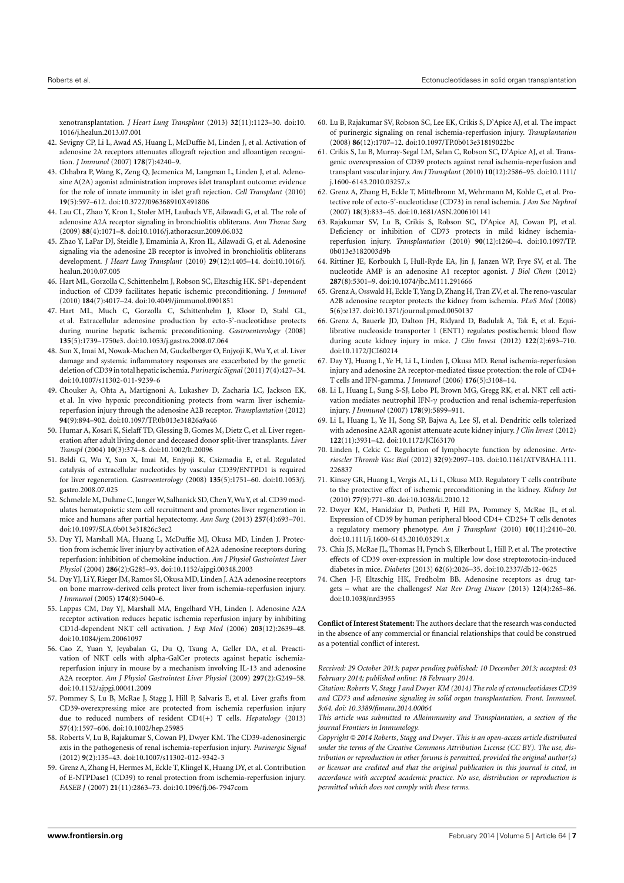xenotransplantation. *J Heart Lung Transplant* (2013) **32**(11):1123–30. doi:10.1016/j.healun.2013.07.001

42. Sevigny CP, Li L, Awad AS, Huang L, McDuffie M, Linden J, et al. Activation of adenosine 2A receptors attenuates allograft rejection and alloantigen recognition. *J Immunol* (2007) **178**(7):4240–9.
43. Chhabra P, Wang K, Zeng Q, Jecmenica M, Langman L, Linden J, et al. Adenosine A(2A) agonist administration improves islet transplant outcome: evidence for the role of innate immunity in islet graft rejection. *Cell Transplant* (2010) **19**(5):597–612. doi:10.3727/096368910X491806
44. Lau CL, Zhao Y, Kron L, Stoler MH, Laubach VE, Ailawadi G, et al. The role of adenosine A2A receptor signaling in bronchiolitis obliterans. *Ann Thorac Surg* (2009) **88**(4):1071–8. doi:10.1016/j.athoracsur.2009.06.032
45. Zhao Y, LaPar DJ, Steidle J, Emaminia A, Kron IL, Ailawadi G, et al. Adenosine signaling via the adenosine 2B receptor is involved in bronchiolitis obliterans development. *J Heart Lung Transplant* (2010) **29**(12):1405–14. doi:10.1016/j.healun.2010.07.005
46. Hart ML, Gorzolla C, Schittenhelm J, Robson SC, Eltzschig HK. SP1-dependent induction of CD39 facilitates hepatic ischemic preconditioning. *J Immunol* (2010) **184**(7):4017–24. doi:10.4049/jimmunol.0901851
47. Hart ML, Much C, Gorzolla C, Schittenhelm J, Kloor D, Stahl GL, et al. Extracellular adenosine production by ecto-5'-nucleotidase protects during murine hepatic ischemic preconditioning. *Gastroenterology* (2008) **135**(5):1739–1750e3. doi:10.1053/j.gastro.2008.07.064
48. Sun X, Imai M, Nowak-Machen M, Guckelberger O, Enjyoji K, Wu Y, et al. Liver damage and systemic inflammatory responses are exacerbated by the genetic deletion of CD39 in total hepatic ischemia. *Purinergic Signal* (2011) **7**(4):427–34. doi:10.1007/s11302-011-9239-6
49. Chouker A, Ohta A, Martignoni A, Lukashev D, Zacharia LC, Jackson EK, et al. In vivo hypoxic preconditioning protects from warm liver ischemia-reperfusion injury through the adenosine A2B receptor. *Transplantation* (2012) **94**(9):894–902. doi:10.1097/TP.0b013e31826a9a46
50. Humar A, Kosari K, Sielaff TD, Glessing B, Gomes M, Dietz C, et al. Liver regeneration after adult living donor and deceased donor split-liver transplants. *Liver Transpl* (2004) **10**(3):374–8. doi:10.1002/lt.20096
51. Beldi G, Wu Y, Sun X, Imai M, Enjyoji K, Csizmadia E, et al. Regulated catalysis of extracellular nucleotides by vascular CD39/ENTPD1 is required for liver regeneration. *Gastroenterology* (2008) **135**(5):1751–60. doi:10.1053/j.gastro.2008.07.025
52. Schmelzle M, Duhme C, Junger W, Salhanick SD, Chen Y, Wu Y, et al. CD39 modulates hematopoietic stem cell recruitment and promotes liver regeneration in mice and humans after partial hepatectomy. *Ann Surg* (2013) **257**(4):693–701. doi:10.1097/SLA.0b013e31826c3ec2
53. Day YJ, Marshall MA, Huang L, McDuffie MJ, Okusa MD, Linden J. Protection from ischemic liver injury by activation of A2A adenosine receptors during reperfusion: inhibition of chemokine induction. *Am J Physiol Gastrointest Liver Physiol* (2004) **286**(2):G285–93. doi:10.1152/ajpgi.00348.2003
54. Day YJ, Li Y, Rieger JM, Ramos SI, Okusa MD, Linden J. A2A adenosine receptors on bone marrow-derived cells protect liver from ischemia-reperfusion injury. *J Immunol* (2005) **174**(8):5040–6.
55. Lappas CM, Day YJ, Marshall MA, Engelhard VH, Linden J. Adenosine A2A receptor activation reduces hepatic ischemia reperfusion injury by inhibiting CD1d-dependent NKT cell activation. *J Exp Med* (2006) **203**(12):2639–48. doi:10.1084/jem.20061097
56. Cao Z, Yuan Y, Jeyabalan G, Du Q, Tsung A, Geller DA, et al. Preactivation of NKT cells with alpha-GalCer protects against hepatic ischemia-reperfusion injury in mouse by a mechanism involving IL-13 and adenosine A2A receptor. *Am J Physiol Gastrointest Liver Physiol* (2009) **297**(2):G249–58. doi:10.1152/ajpgi.00041.2009
57. Pommey S, Lu B, McRae J, Stagg J, Hill P, Salvaris E, et al. Liver grafts from CD39-overexpressing mice are protected from ischemia reperfusion injury due to reduced numbers of resident CD4(+) T cells. *Hepatology* (2013) **57**(4):1597–606. doi:10.1002/hep.25985
58. Roberts V, Lu B, Rajakumar S, Cowan PJ, Dwyer KM. The CD39-adenosinergic axis in the pathogenesis of renal ischemia-reperfusion injury. *Purinergic Signal* (2012) **9**(2):135–43. doi:10.1007/s11302-012-9342-3
59. Grenz A, Zhang H, Hermes M, Eckle T, Klingel K, Huang DY, et al. Contribution of E-NTPDase1 (CD39) to renal protection from ischemia-reperfusion injury. *FASEB J* (2007) **21**(11):2863–73. doi:10.1096/fj.06-7947com
60. Lu B, Rajakumar SV, Robson SC, Lee EK, Crikis S, D'Apice AJ, et al. The impact of purinergic signaling on renal ischemia-reperfusion injury. *Transplantation* (2008) **86**(12):1707–12. doi:10.1097/TP.0b013e31819022bc
61. Crikis S, Lu B, Murray-Segal LM, Selan C, Robson SC, D'Apice AJ, et al. Transgenic overexpression of CD39 protects against renal ischemia-reperfusion and transplant vascular injury. *Am J Transplant* (2010) **10**(12):2586–95. doi:10.1111/j.1600-6143.2010.03257.x
62. Grenz A, Zhang H, Eckle T, Mittelbronn M, Wehrmann M, Kohle C, et al. Protective role of ecto-5'-nucleotidase (CD73) in renal ischemia. *J Am Soc Nephrol* (2007) **18**(3):833–45. doi:10.1681/ASN.2006101141
63. Rajakumar SV, Lu B, Crikis S, Robson SC, D'Apice AJ, Cowan PJ, et al. Deficiency or inhibition of CD73 protects in mild kidney ischemia-reperfusion injury. *Transplantation* (2010) **90**(12):1260–4. doi:10.1097/TP.0b013e3182003d9b
64. Rittiner JE, Korboukh I, Hull-Ryde EA, Jin J, Janzen WP, Frye SV, et al. The nucleotide AMP is an adenosine A1 receptor agonist. *J Biol Chem* (2012) **287**(8):5301–9. doi:10.1074/jbc.M111.291666
65. Grenz A, Osswald H, Eckle T, Yang D, Zhang H, Tran ZV, et al. The reno-vascular A2B adenosine receptor protects the kidney from ischemia. *PLoS Med* (2008) **5**(6):e137. doi:10.1371/journal.pmed.0050137
66. Grenz A, Bauerle JD, Dalton JH, Ridyard D, Badulak A, Tak E, et al. Equilibrative nucleoside transporter 1 (ENT1) regulates postischemic blood flow during acute kidney injury in mice. *J Clin Invest* (2012) **122**(2):693–710. doi:10.1172/JCI60214
67. Day YJ, Huang L, Ye H, Li L, Linden J, Okusa MD. Renal ischemia-reperfusion injury and adenosine 2A receptor-mediated tissue protection: the role of CD4+ T cells and IFN-gamma. *J Immunol* (2006) **176**(5):3108–14.
68. Li L, Huang L, Sung S-SJ, Lobo PI, Brown MG, Gregg RK, et al. NKT cell activation mediates neutrophil IFN-γ production and renal ischemia-reperfusion injury. *J Immunol* (2007) **178**(9):5899–911.
69. Li L, Huang L, Ye H, Song SP, Bajwa A, Lee SJ, et al. Dendritic cells tolerized with adenosine A2AR agonist attenuate acute kidney injury. *J Clin Invest* (2012) **122**(11):3931–42. doi:10.1172/JCI63170
70. Linden J, Cekic C. Regulation of lymphocyte function by adenosine. *Arterioscler Thromb Vasc Biol* (2012) **32**(9):2097–103. doi:10.1161/ATVBAHA.111.226837
71. Kinsey GR, Huang L, Vergis AL, Li L, Okusa MD. Regulatory T cells contribute to the protective effect of ischemic preconditioning in the kidney. *Kidney Int* (2010) **77**(9):771–80. doi:10.1038/ki.2010.12
72. Dwyer KM, Hanidziar D, Putheti P, Hill PA, Pommey S, McRae JL, et al. Expression of CD39 by human peripheral blood CD4+ CD25+ T cells denotes a regulatory memory phenotype. *Am J Transplant* (2010) **10**(11):2410–20. doi:10.1111/j.1600-6143.2010.03291.x
73. Chia JS, McRae JL, Thomas H, Fynch S, Elkerbout L, Hill P, et al. The protective effects of CD39 over-expression in multiple low dose streptozotocin-induced diabetes in mice. *Diabetes* (2013) **62**(6):2026–35. doi:10.2337/db12-0625
74. Chen J-F, Eltzschig HK, Fredholm BB. Adenosine receptors as drug targets – what are the challenges? *Nat Rev Drug Discov* (2013) **12**(4):265–86. doi:10.1038/nrd3955

**Conflict of Interest Statement:** The authors declare that the research was conducted in the absence of any commercial or financial relationships that could be construed as a potential conflict of interest.

*Received: 29 October 2013; paper pending published: 10 December 2013; accepted: 03 February 2014; published online: 18 February 2014.*

*Citation: Roberts V, Stagg J and Dwyer KM (2014) The role of ectonucleotidases CD39 and CD73 and adenosine signaling in solid organ transplantation. Front. Immunol. 5:64. doi: 10.3389/fimmu.2014.00064*

*This article was submitted to Alloimmunity and Transplantation, a section of the journal Frontiers in Immunology.*

*Copyright © 2014 Roberts, Stagg and Dwyer. This is an open-access article distributed under the terms of the Creative Commons Attribution License (CC BY). The use, distribution or reproduction in other forums is permitted, provided the original author(s) or licensor are credited and that the original publication in this journal is cited, in accordance with accepted academic practice. No use, distribution or reproduction is permitted which does not comply with these terms.*